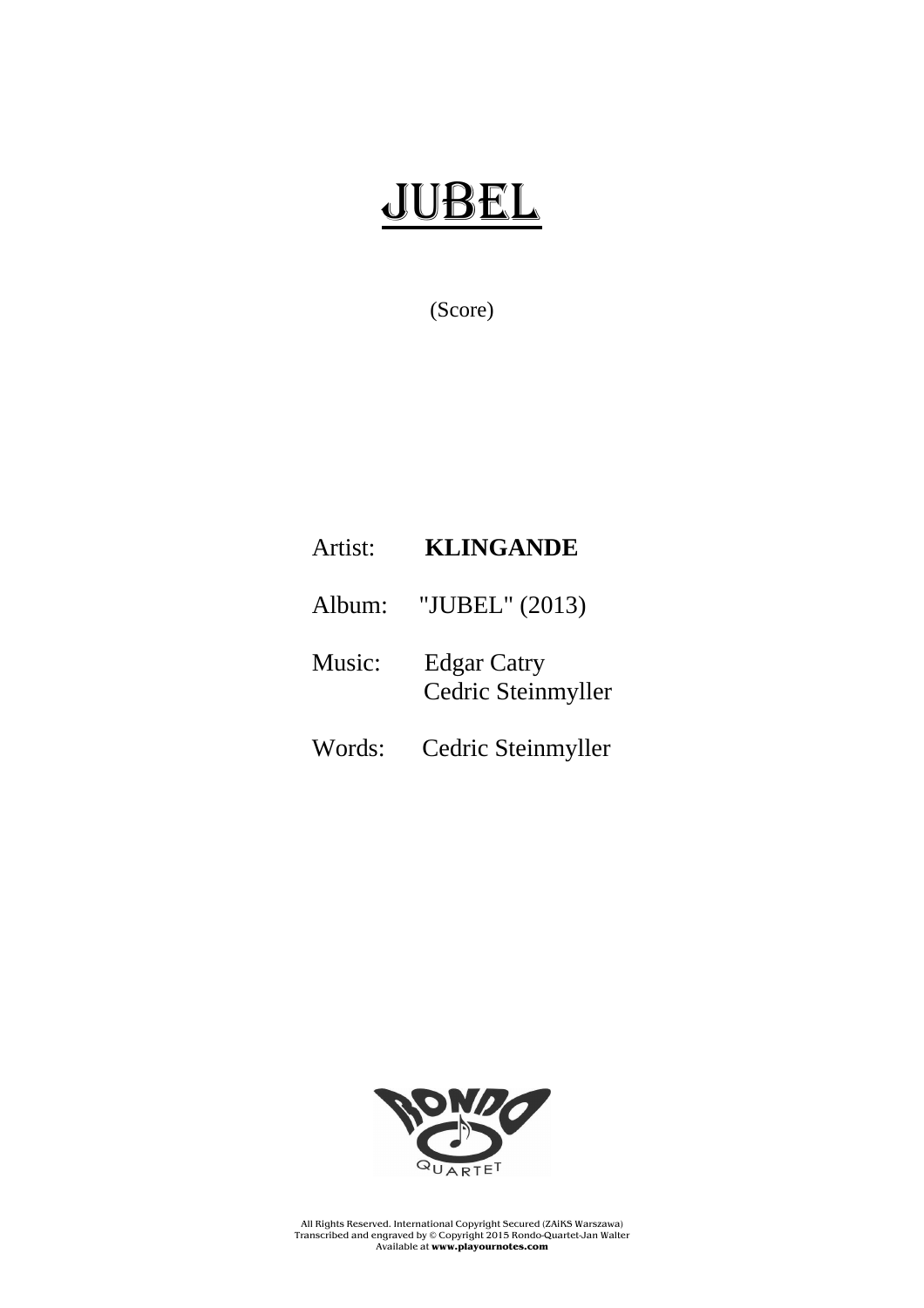# JUBEL

(Score)

Artist: **KLINGANDE**

Album: "JUBEL" (2013)

Music: Edgar Catry
Cedric Steinmyller

Words: Cedric Steinmyller

All Rights Reserved. International Copyright Secured (ZAiKS Warszawa)
Transcribed and engraved by © Copyright 2015 Rondo-Quartet-Jan Walter
Available at **www.playournotes.com**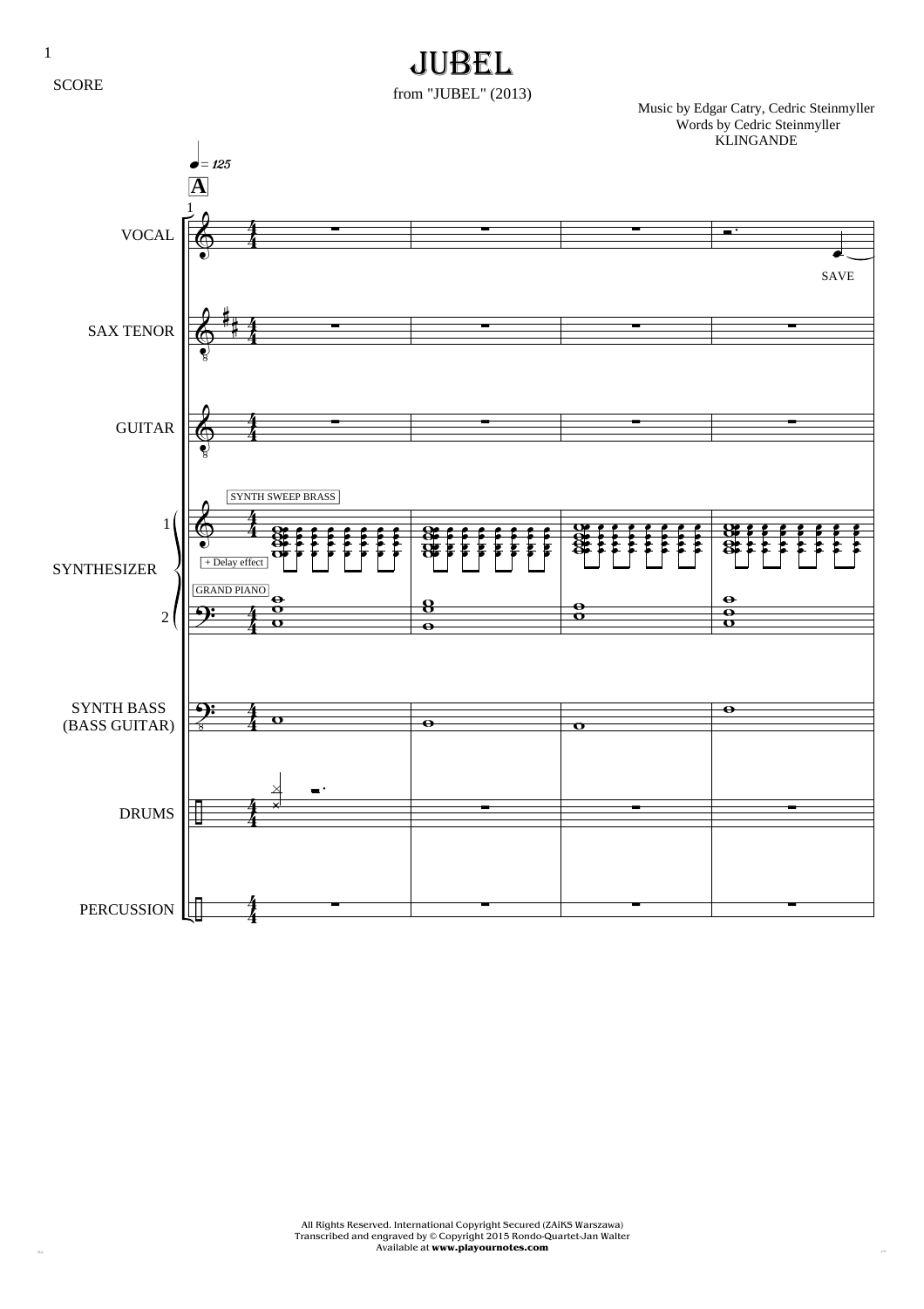SCORE

# JUBEL

from "JUBEL" (2013)

Music by Edgar Catry, Cedric Steinmyller
Words by Cedric Steinmyller
KLINGANDE

All Rights Reserved. International Copyright Secured (ZAiKS Warszawa)
Transcribed and engraved by © Copyright 2015 Rondo-Quartet-Jan Walter
Available at **www.playournotes.com**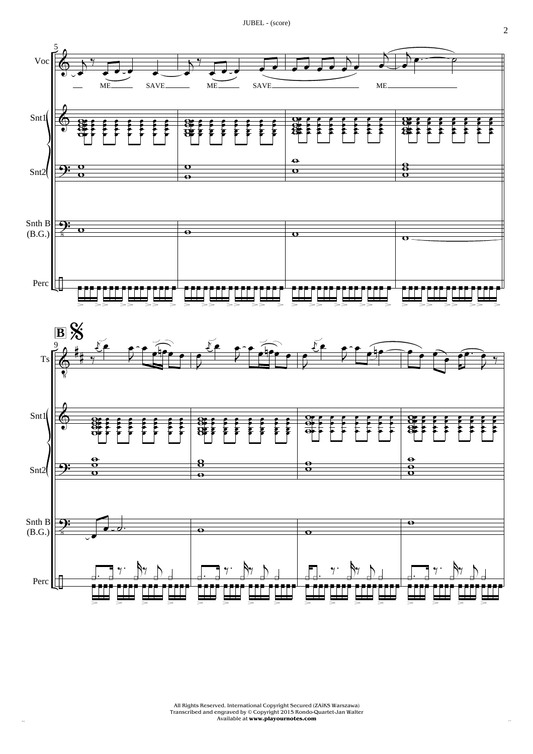All Rights Reserved. International Copyright Secured (ZAiKS Warszawa)
Transcribed and engraved by © Copyright 2015 Rondo-Quartet-Jan Walter
Available at **www.playournotes.com**